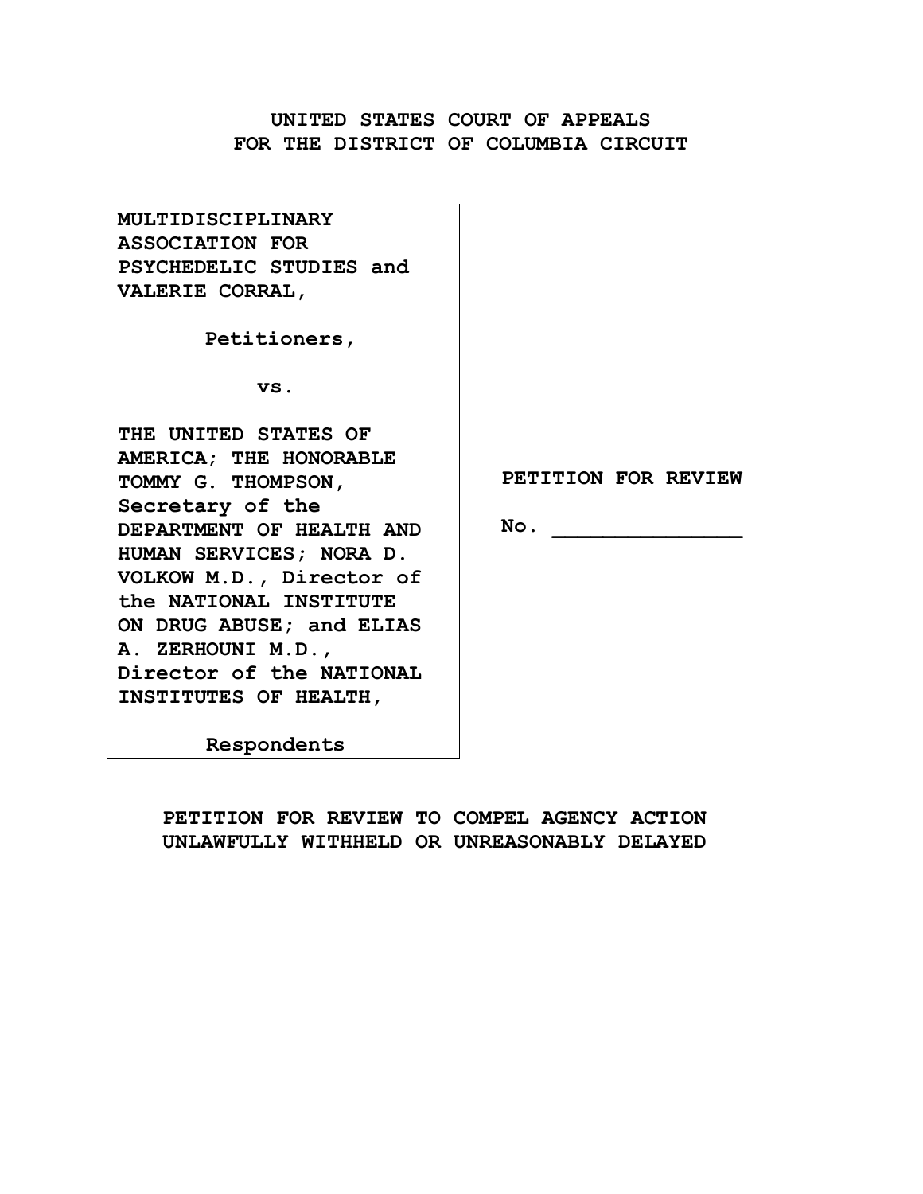**UNITED STATES COURT OF APPEALS**
**FOR THE DISTRICT OF COLUMBIA CIRCUIT**

| | |
|---|---|
| **MULTIDISCIPLINARY ASSOCIATION FOR PSYCHEDELIC STUDIES and VALERIE CORRAL,**<br><br>**Petitioners,**<br><br>**vs.**<br><br>**THE UNITED STATES OF AMERICA; THE HONORABLE TOMMY G. THOMPSON, Secretary of the DEPARTMENT OF HEALTH AND HUMAN SERVICES; NORA D. VOLKOW M.D., Director of the NATIONAL INSTITUTE ON DRUG ABUSE; and ELIAS A. ZERHOUNI M.D., Director of the NATIONAL INSTITUTES OF HEALTH,**<br><br>**Respondents** | **PETITION FOR REVIEW**<br><br>**No. _______________** |

**PETITION FOR REVIEW TO COMPEL AGENCY ACTION UNLAWFULLY WITHHELD OR UNREASONABLY DELAYED**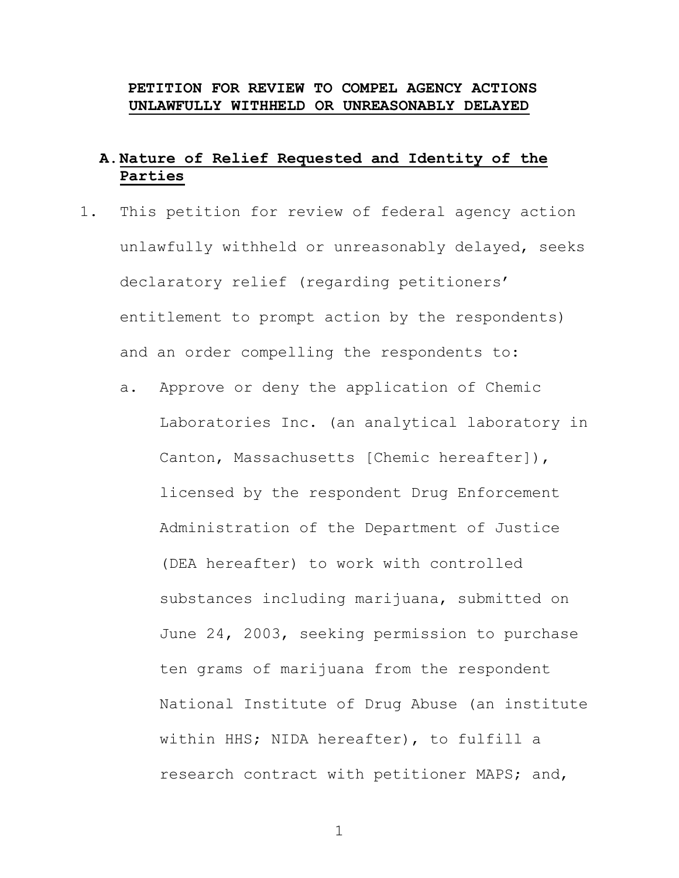# PETITION FOR REVIEW TO COMPEL AGENCY ACTIONS UNLAWFULLY WITHHELD OR UNREASONABLY DELAYED

## A. Nature of Relief Requested and Identity of the Parties

1. This petition for review of federal agency action unlawfully withheld or unreasonably delayed, seeks declaratory relief (regarding petitioners' entitlement to prompt action by the respondents) and an order compelling the respondents to:

   a. Approve or deny the application of Chemic Laboratories Inc. (an analytical laboratory in Canton, Massachusetts [Chemic hereafter]), licensed by the respondent Drug Enforcement Administration of the Department of Justice (DEA hereafter) to work with controlled substances including marijuana, submitted on June 24, 2003, seeking permission to purchase ten grams of marijuana from the respondent National Institute of Drug Abuse (an institute within HHS; NIDA hereafter), to fulfill a research contract with petitioner MAPS; and,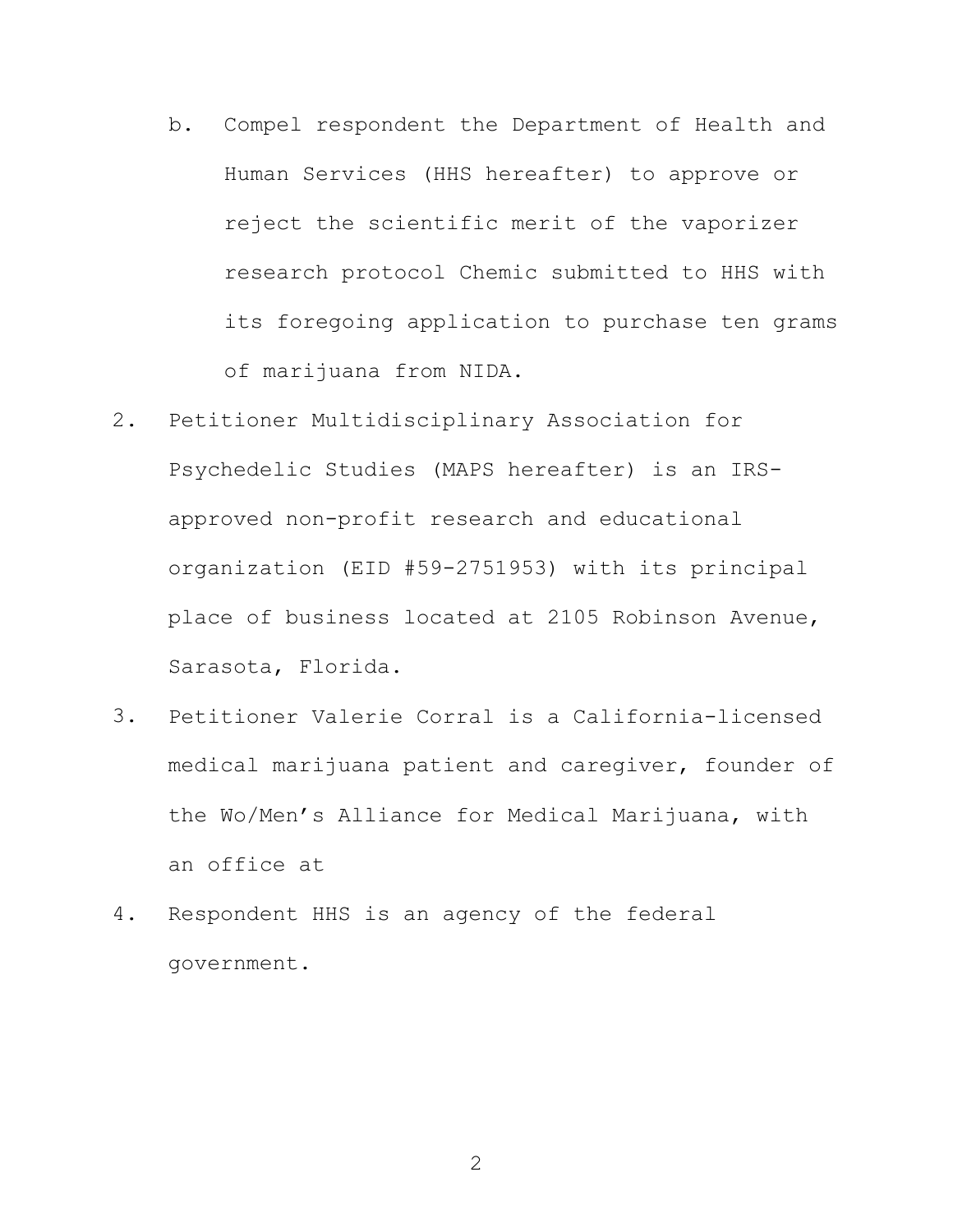b. Compel respondent the Department of Health and Human Services (HHS hereafter) to approve or reject the scientific merit of the vaporizer research protocol Chemic submitted to HHS with its foregoing application to purchase ten grams of marijuana from NIDA.

2. Petitioner Multidisciplinary Association for Psychedelic Studies (MAPS hereafter) is an IRS-approved non-profit research and educational organization (EID #59-2751953) with its principal place of business located at 2105 Robinson Avenue, Sarasota, Florida.

3. Petitioner Valerie Corral is a California-licensed medical marijuana patient and caregiver, founder of the Wo/Men's Alliance for Medical Marijuana, with an office at

4. Respondent HHS is an agency of the federal government.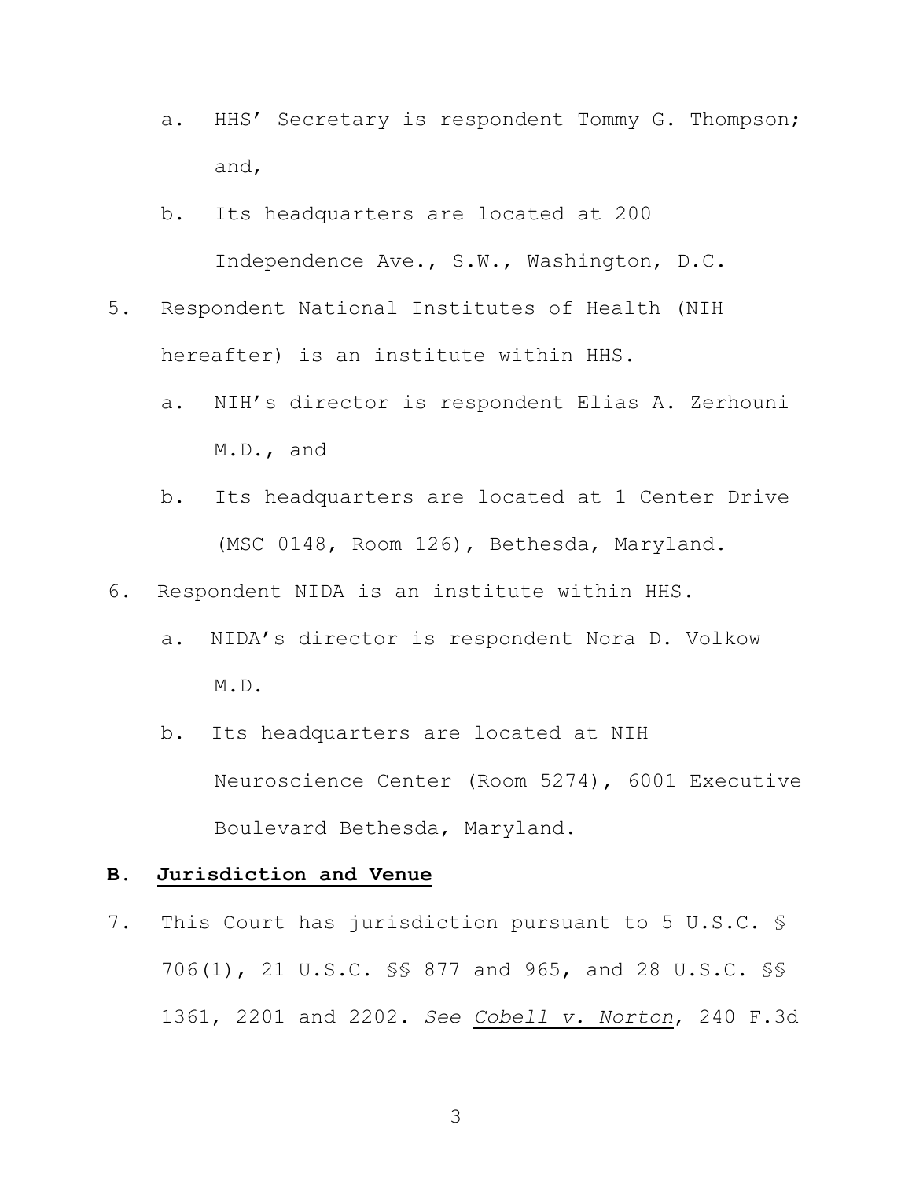a. HHS' Secretary is respondent Tommy G. Thompson; and,

b. Its headquarters are located at 200 Independence Ave., S.W., Washington, D.C.

5. Respondent National Institutes of Health (NIH hereafter) is an institute within HHS.

   a. NIH's director is respondent Elias A. Zerhouni M.D., and

   b. Its headquarters are located at 1 Center Drive (MSC 0148, Room 126), Bethesda, Maryland.

6. Respondent NIDA is an institute within HHS.

   a. NIDA's director is respondent Nora D. Volkow M.D.

   b. Its headquarters are located at NIH Neuroscience Center (Room 5274), 6001 Executive Boulevard Bethesda, Maryland.

## **B. Jurisdiction and Venue**

7. This Court has jurisdiction pursuant to 5 U.S.C. § 706(1), 21 U.S.C. §§ 877 and 965, and 28 U.S.C. §§ 1361, 2201 and 2202. *See* Cobell v. Norton, 240 F.3d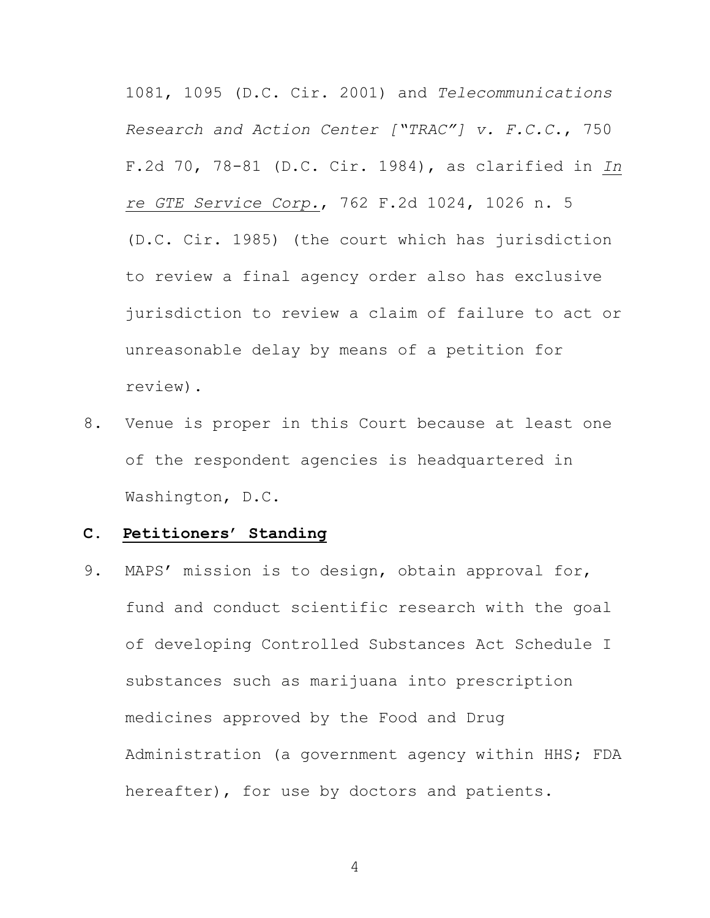1081, 1095 (D.C. Cir. 2001) and *Telecommunications Research and Action Center ["TRAC"] v. F.C.C.*, 750 F.2d 70, 78-81 (D.C. Cir. 1984), as clarified in *In re GTE Service Corp.*, 762 F.2d 1024, 1026 n. 5 (D.C. Cir. 1985) (the court which has jurisdiction to review a final agency order also has exclusive jurisdiction to review a claim of failure to act or unreasonable delay by means of a petition for review).

8. Venue is proper in this Court because at least one of the respondent agencies is headquartered in Washington, D.C.

### C. Petitioners' Standing

9. MAPS' mission is to design, obtain approval for, fund and conduct scientific research with the goal of developing Controlled Substances Act Schedule I substances such as marijuana into prescription medicines approved by the Food and Drug Administration (a government agency within HHS; FDA hereafter), for use by doctors and patients.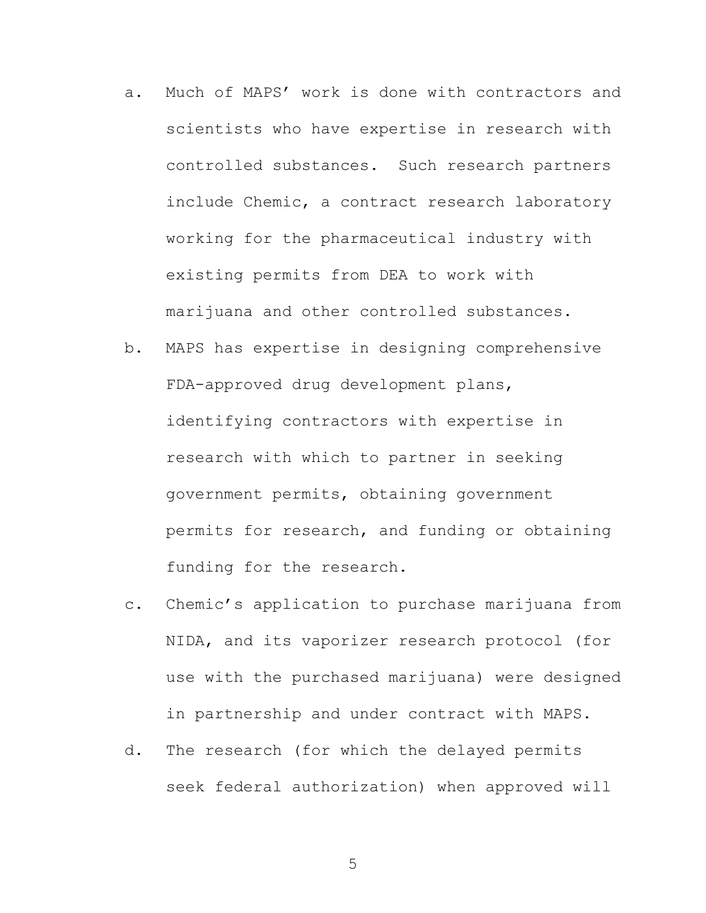a. Much of MAPS' work is done with contractors and scientists who have expertise in research with controlled substances. Such research partners include Chemic, a contract research laboratory working for the pharmaceutical industry with existing permits from DEA to work with marijuana and other controlled substances.

b. MAPS has expertise in designing comprehensive FDA-approved drug development plans, identifying contractors with expertise in research with which to partner in seeking government permits, obtaining government permits for research, and funding or obtaining funding for the research.

c. Chemic's application to purchase marijuana from NIDA, and its vaporizer research protocol (for use with the purchased marijuana) were designed in partnership and under contract with MAPS.

d. The research (for which the delayed permits seek federal authorization) when approved will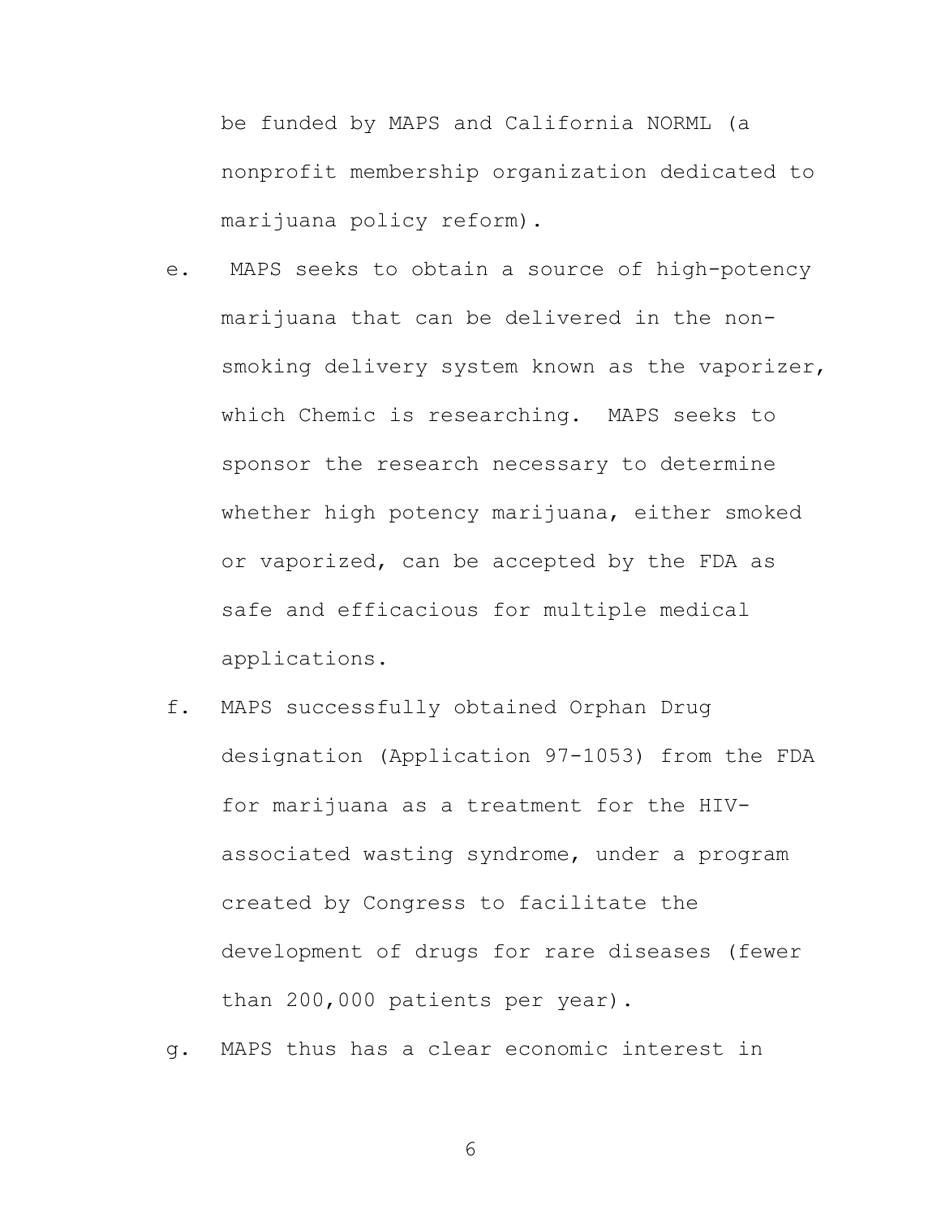be funded by MAPS and California NORML (a nonprofit membership organization dedicated to marijuana policy reform).

e. MAPS seeks to obtain a source of high-potency marijuana that can be delivered in the non-smoking delivery system known as the vaporizer, which Chemic is researching. MAPS seeks to sponsor the research necessary to determine whether high potency marijuana, either smoked or vaporized, can be accepted by the FDA as safe and efficacious for multiple medical applications.

f. MAPS successfully obtained Orphan Drug designation (Application 97-1053) from the FDA for marijuana as a treatment for the HIV-associated wasting syndrome, under a program created by Congress to facilitate the development of drugs for rare diseases (fewer than 200,000 patients per year).

g. MAPS thus has a clear economic interest in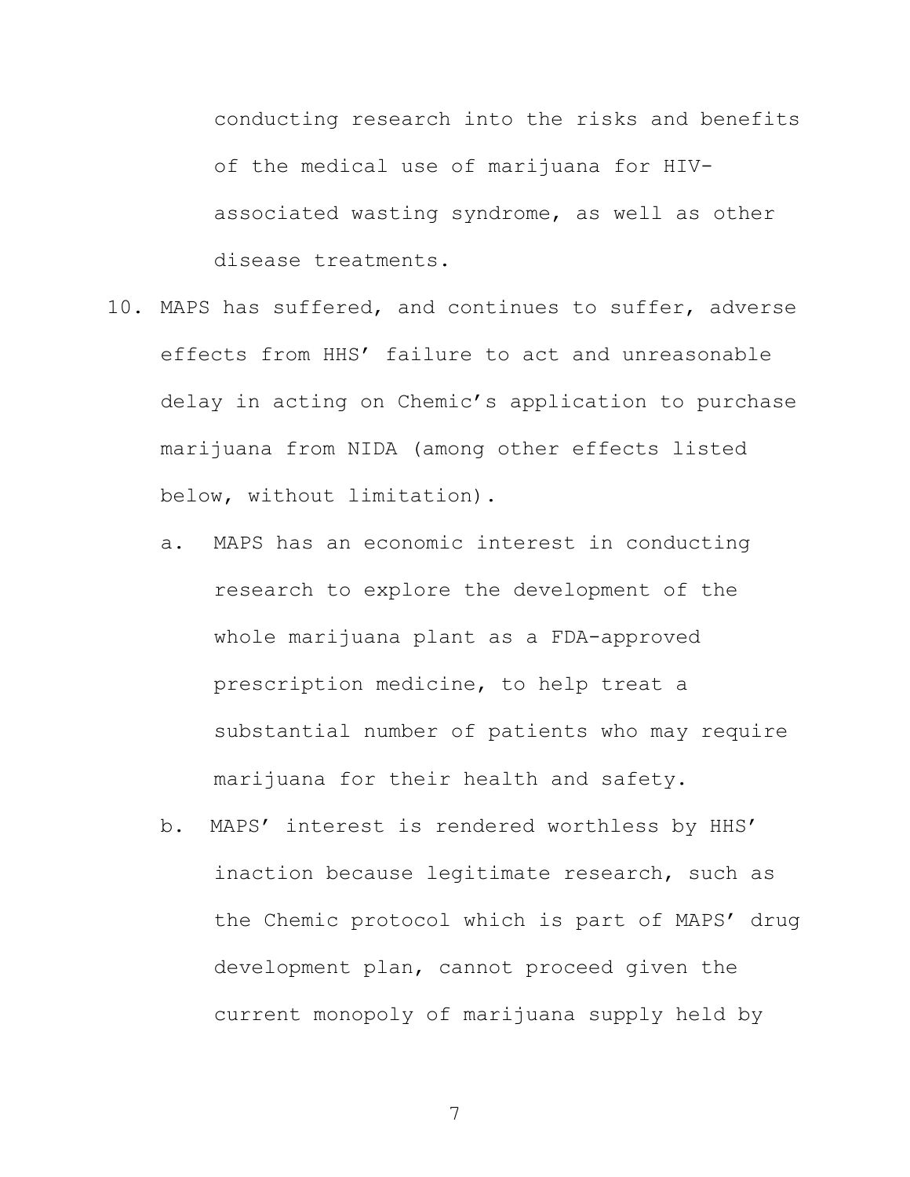conducting research into the risks and benefits of the medical use of marijuana for HIV-associated wasting syndrome, as well as other disease treatments.

10. MAPS has suffered, and continues to suffer, adverse effects from HHS' failure to act and unreasonable delay in acting on Chemic's application to purchase marijuana from NIDA (among other effects listed below, without limitation).

    a. MAPS has an economic interest in conducting research to explore the development of the whole marijuana plant as a FDA-approved prescription medicine, to help treat a substantial number of patients who may require marijuana for their health and safety.

    b. MAPS' interest is rendered worthless by HHS' inaction because legitimate research, such as the Chemic protocol which is part of MAPS' drug development plan, cannot proceed given the current monopoly of marijuana supply held by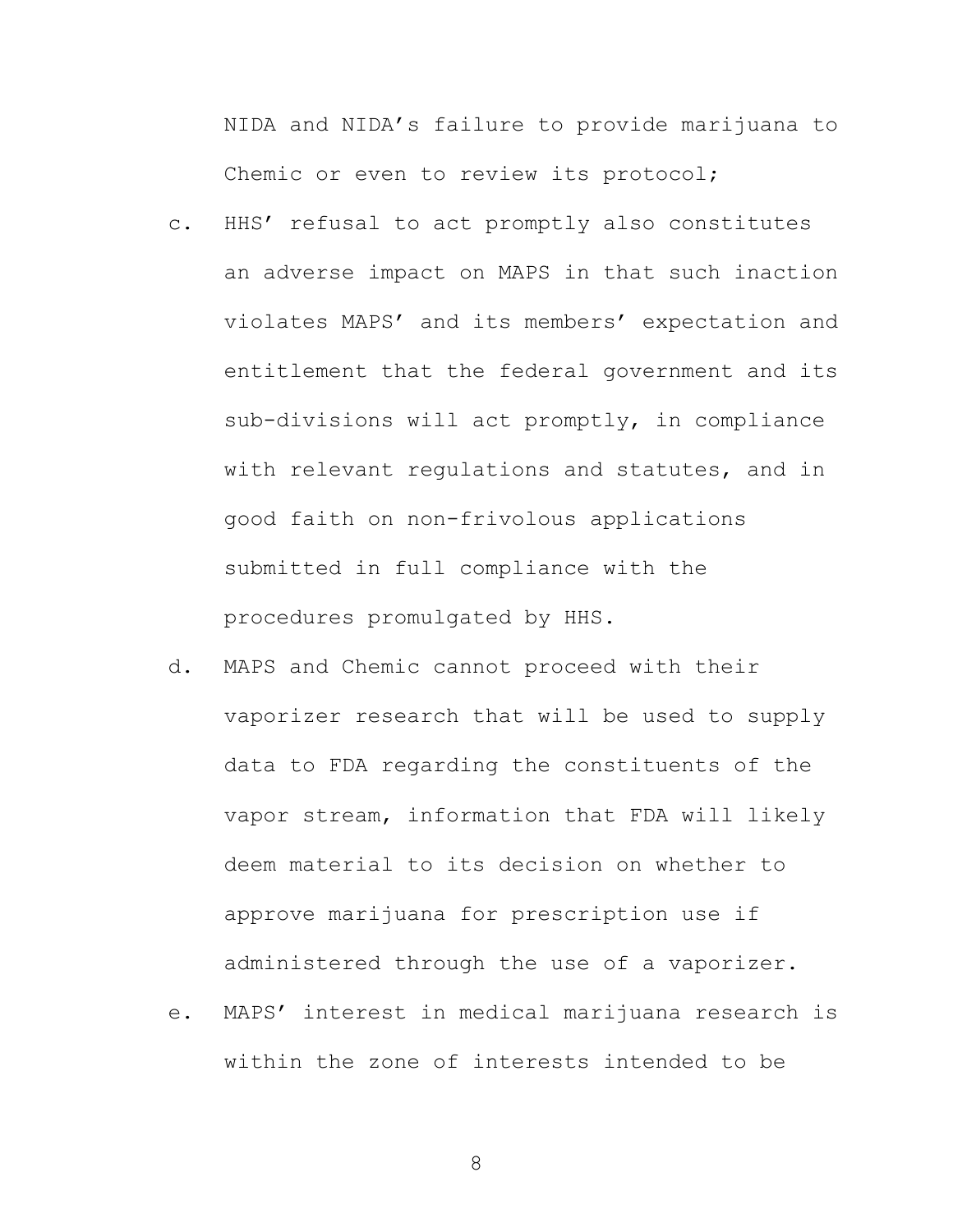NIDA and NIDA's failure to provide marijuana to Chemic or even to review its protocol;

c. HHS' refusal to act promptly also constitutes an adverse impact on MAPS in that such inaction violates MAPS' and its members' expectation and entitlement that the federal government and its sub-divisions will act promptly, in compliance with relevant regulations and statutes, and in good faith on non-frivolous applications submitted in full compliance with the procedures promulgated by HHS.

d. MAPS and Chemic cannot proceed with their vaporizer research that will be used to supply data to FDA regarding the constituents of the vapor stream, information that FDA will likely deem material to its decision on whether to approve marijuana for prescription use if administered through the use of a vaporizer.

e. MAPS' interest in medical marijuana research is within the zone of interests intended to be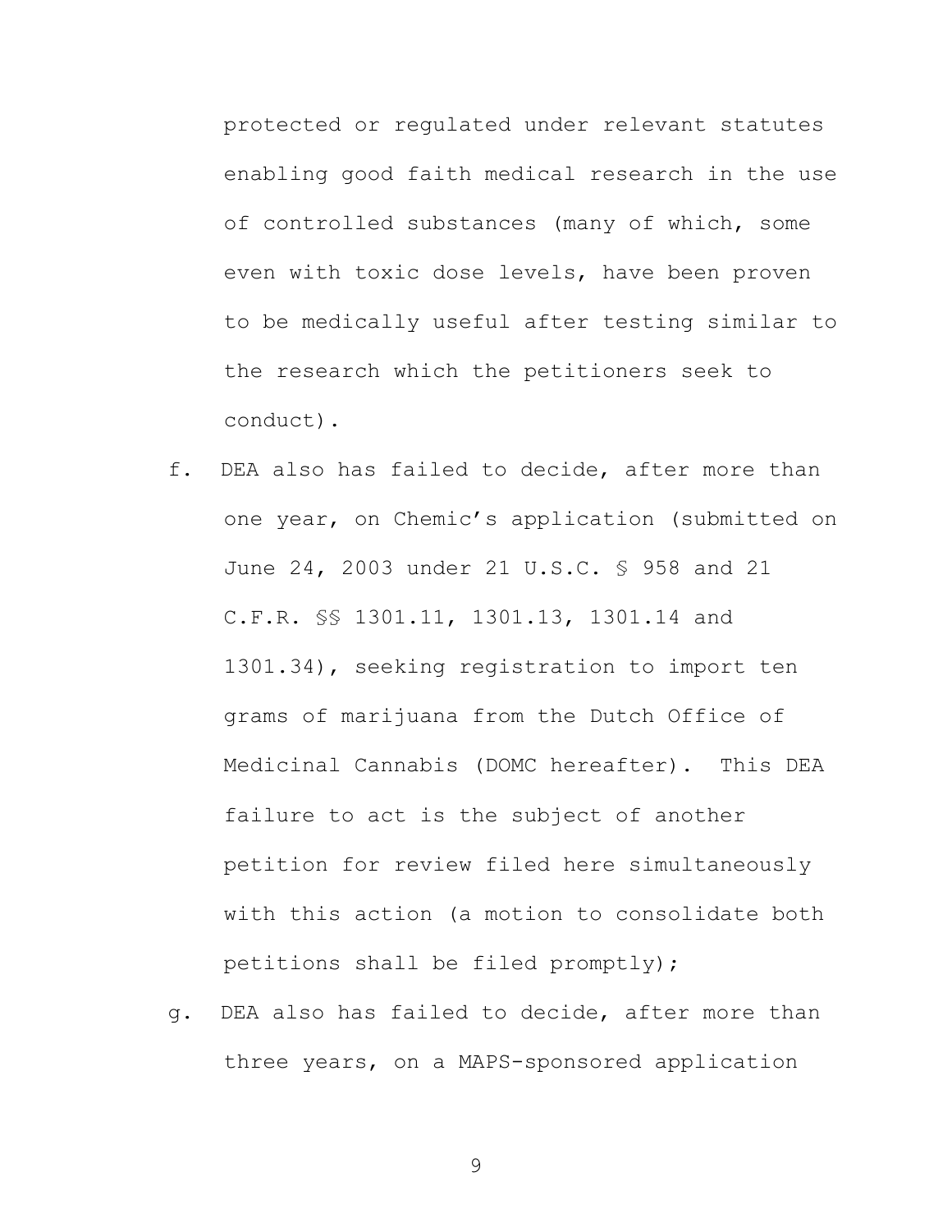protected or regulated under relevant statutes enabling good faith medical research in the use of controlled substances (many of which, some even with toxic dose levels, have been proven to be medically useful after testing similar to the research which the petitioners seek to conduct).

f. DEA also has failed to decide, after more than one year, on Chemic's application (submitted on June 24, 2003 under 21 U.S.C. § 958 and 21 C.F.R. §§ 1301.11, 1301.13, 1301.14 and 1301.34), seeking registration to import ten grams of marijuana from the Dutch Office of Medicinal Cannabis (DOMC hereafter). This DEA failure to act is the subject of another petition for review filed here simultaneously with this action (a motion to consolidate both petitions shall be filed promptly);

g. DEA also has failed to decide, after more than three years, on a MAPS-sponsored application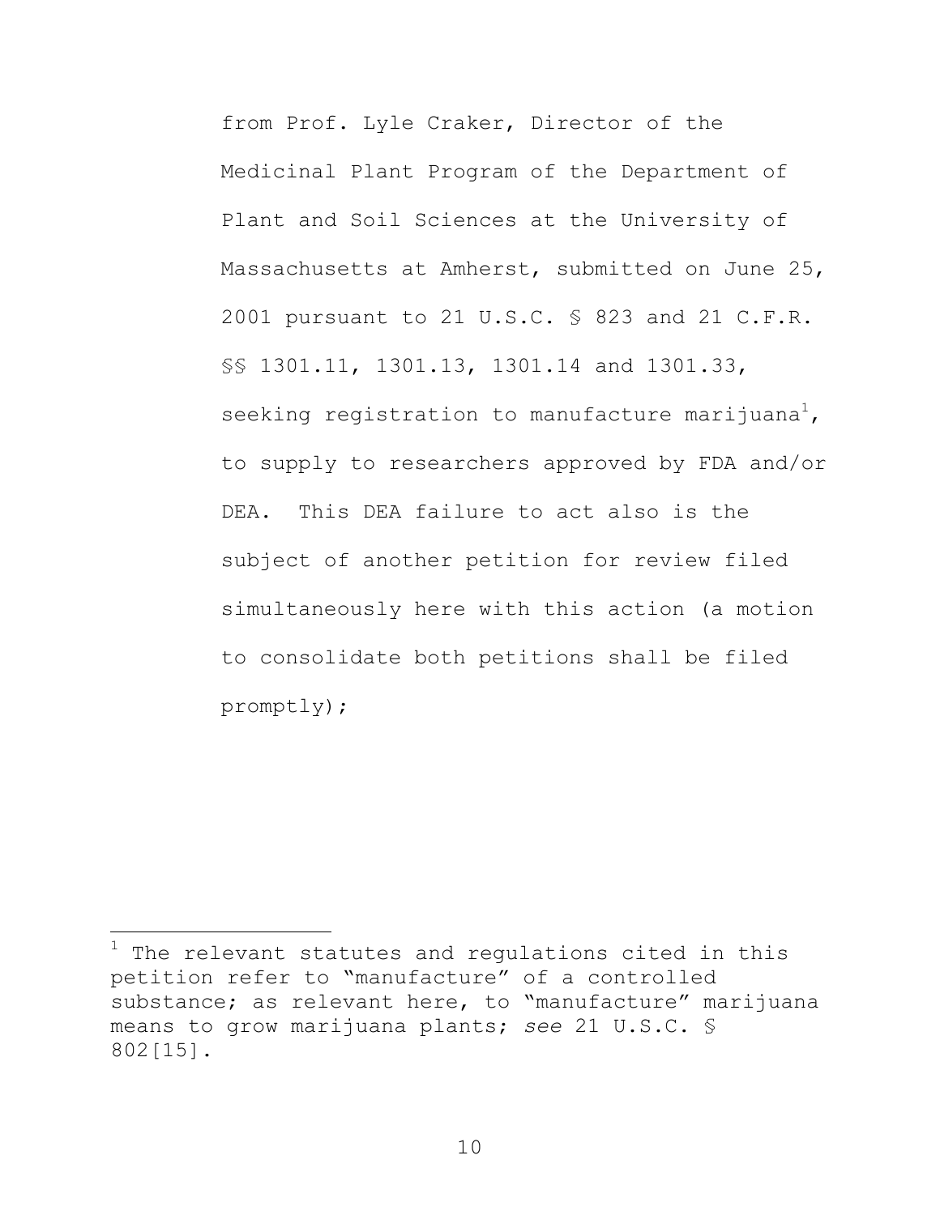from Prof. Lyle Craker, Director of the Medicinal Plant Program of the Department of Plant and Soil Sciences at the University of Massachusetts at Amherst, submitted on June 25, 2001 pursuant to 21 U.S.C. § 823 and 21 C.F.R. §§ 1301.11, 1301.13, 1301.14 and 1301.33, seeking registration to manufacture marijuana[1], to supply to researchers approved by FDA and/or DEA. This DEA failure to act also is the subject of another petition for review filed simultaneously here with this action (a motion to consolidate both petitions shall be filed promptly);

[1] The relevant statutes and regulations cited in this petition refer to "manufacture" of a controlled substance; as relevant here, to "manufacture" marijuana means to grow marijuana plants; *see* 21 U.S.C. § 802[15].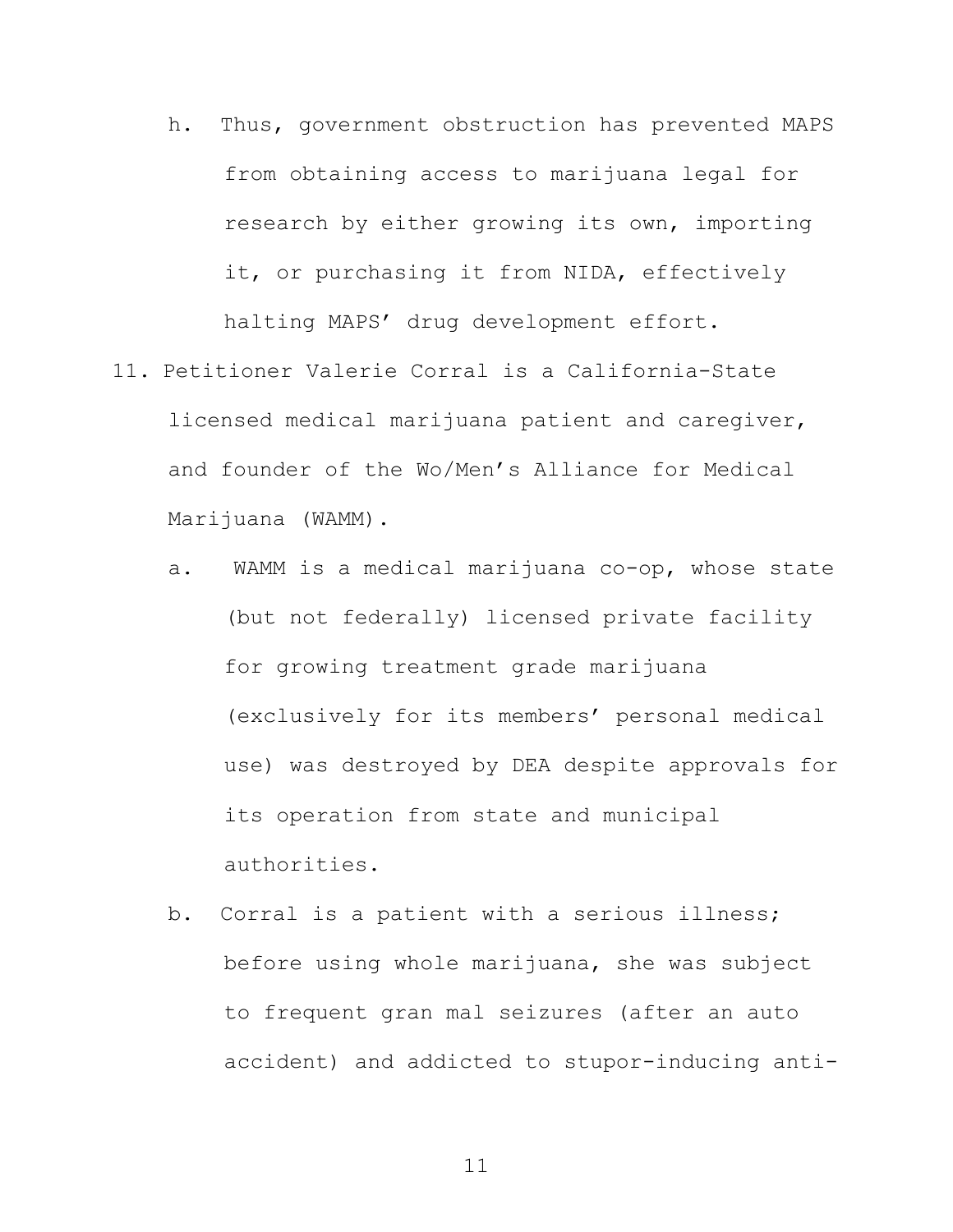h. Thus, government obstruction has prevented MAPS from obtaining access to marijuana legal for research by either growing its own, importing it, or purchasing it from NIDA, effectively halting MAPS' drug development effort.

11. Petitioner Valerie Corral is a California-State licensed medical marijuana patient and caregiver, and founder of the Wo/Men's Alliance for Medical Marijuana (WAMM).

    a. WAMM is a medical marijuana co-op, whose state (but not federally) licensed private facility for growing treatment grade marijuana (exclusively for its members' personal medical use) was destroyed by DEA despite approvals for its operation from state and municipal authorities.

    b. Corral is a patient with a serious illness; before using whole marijuana, she was subject to frequent gran mal seizures (after an auto accident) and addicted to stupor-inducing anti-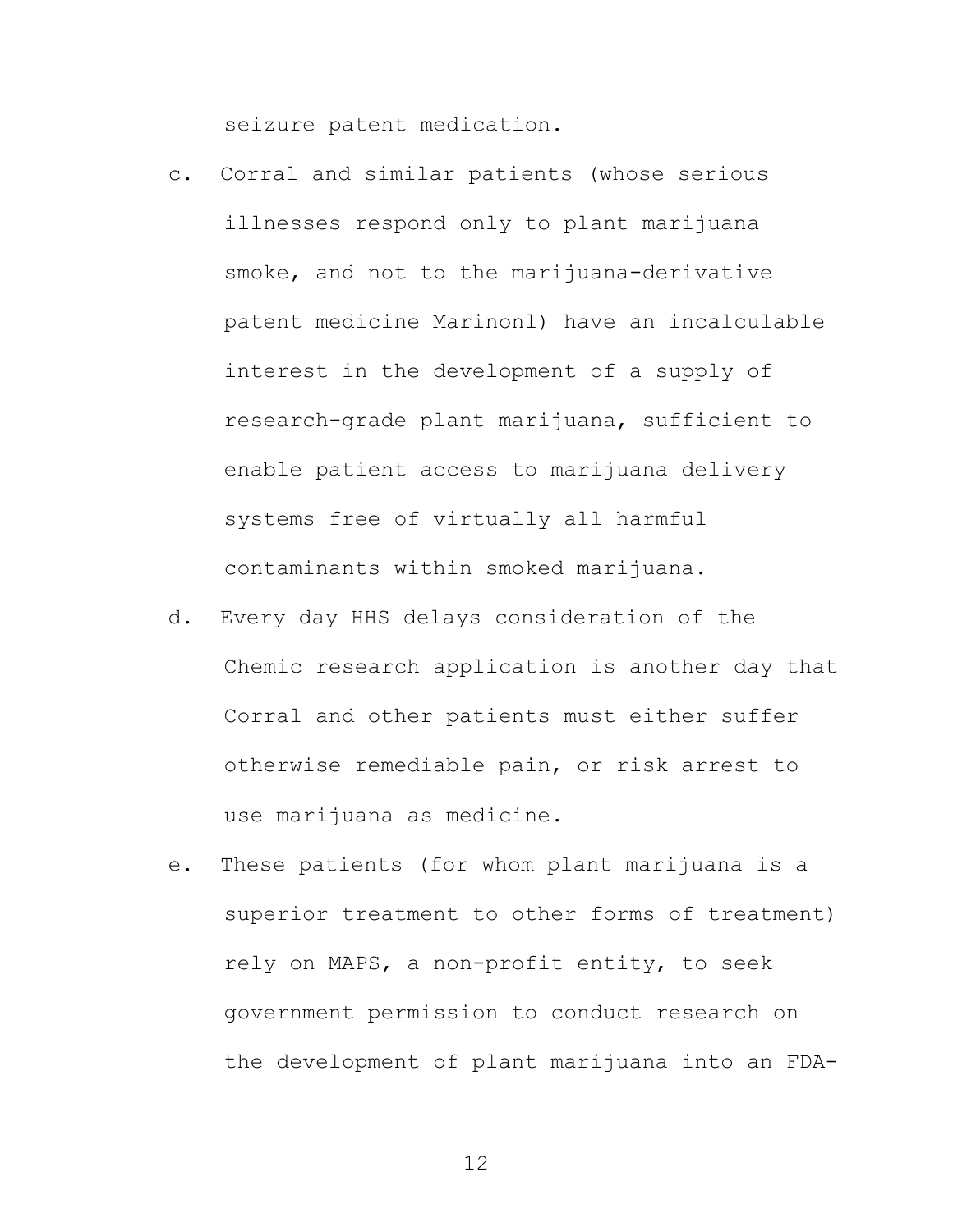seizure patent medication.

c. Corral and similar patients (whose serious illnesses respond only to plant marijuana smoke, and not to the marijuana-derivative patent medicine Marinonl) have an incalculable interest in the development of a supply of research-grade plant marijuana, sufficient to enable patient access to marijuana delivery systems free of virtually all harmful contaminants within smoked marijuana.

d. Every day HHS delays consideration of the Chemic research application is another day that Corral and other patients must either suffer otherwise remediable pain, or risk arrest to use marijuana as medicine.

e. These patients (for whom plant marijuana is a superior treatment to other forms of treatment) rely on MAPS, a non-profit entity, to seek government permission to conduct research on the development of plant marijuana into an FDA-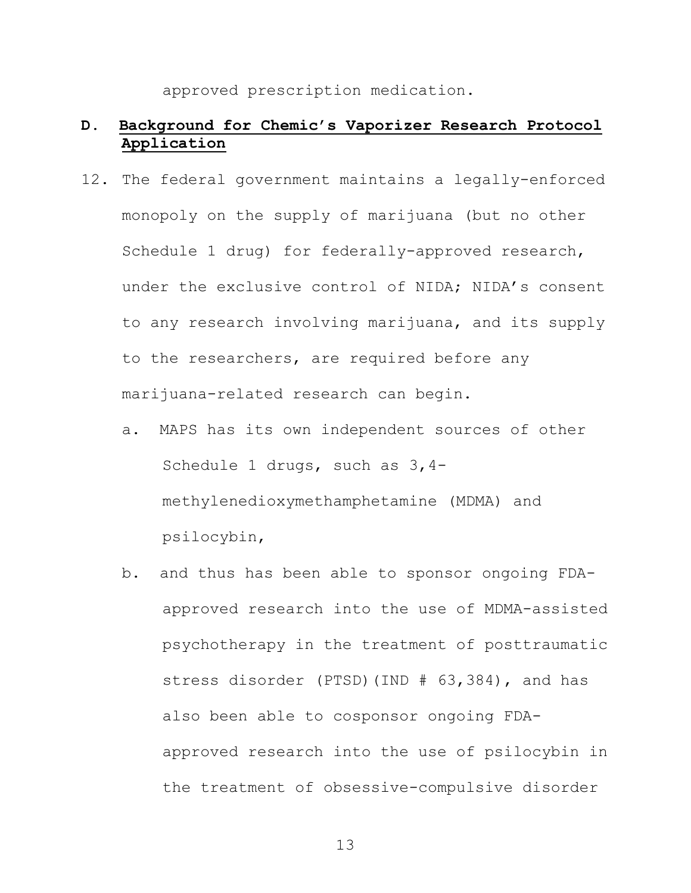approved prescription medication.

## D. Background for Chemic's Vaporizer Research Protocol Application

12. The federal government maintains a legally-enforced monopoly on the supply of marijuana (but no other Schedule 1 drug) for federally-approved research, under the exclusive control of NIDA; NIDA's consent to any research involving marijuana, and its supply to the researchers, are required before any marijuana-related research can begin.

    a. MAPS has its own independent sources of other Schedule 1 drugs, such as 3,4-methylenedioxymethamphetamine (MDMA) and psilocybin,

    b. and thus has been able to sponsor ongoing FDA-approved research into the use of MDMA-assisted psychotherapy in the treatment of posttraumatic stress disorder (PTSD)(IND # 63,384), and has also been able to cosponsor ongoing FDA-approved research into the use of psilocybin in the treatment of obsessive-compulsive disorder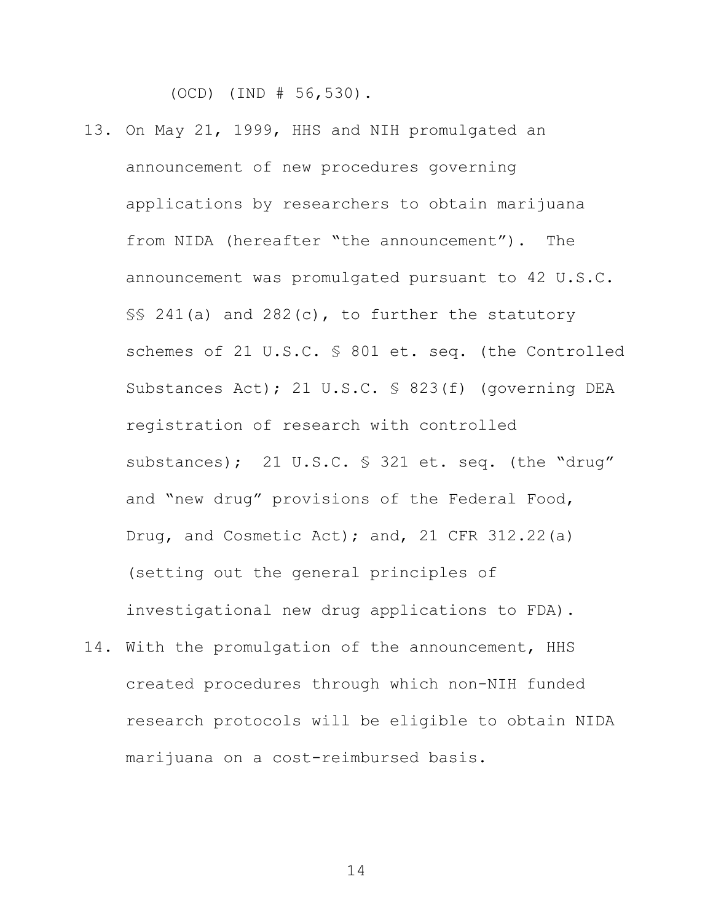(OCD) (IND # 56,530).

13. On May 21, 1999, HHS and NIH promulgated an announcement of new procedures governing applications by researchers to obtain marijuana from NIDA (hereafter "the announcement"). The announcement was promulgated pursuant to 42 U.S.C. §§ 241(a) and 282(c), to further the statutory schemes of 21 U.S.C. § 801 et. seq. (the Controlled Substances Act); 21 U.S.C. § 823(f) (governing DEA registration of research with controlled substances); 21 U.S.C. § 321 et. seq. (the "drug" and "new drug" provisions of the Federal Food, Drug, and Cosmetic Act); and, 21 CFR 312.22(a) (setting out the general principles of investigational new drug applications to FDA).

14. With the promulgation of the announcement, HHS created procedures through which non-NIH funded research protocols will be eligible to obtain NIDA marijuana on a cost-reimbursed basis.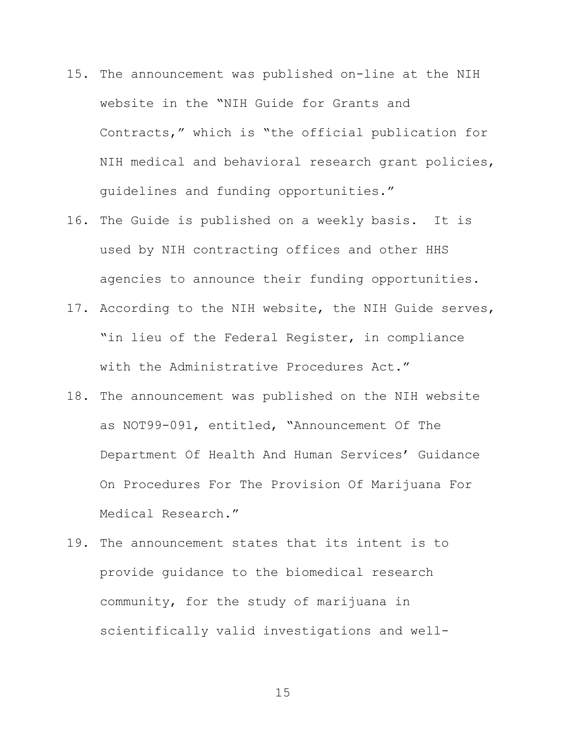15. The announcement was published on-line at the NIH website in the "NIH Guide for Grants and Contracts," which is "the official publication for NIH medical and behavioral research grant policies, guidelines and funding opportunities."
16. The Guide is published on a weekly basis. It is used by NIH contracting offices and other HHS agencies to announce their funding opportunities.
17. According to the NIH website, the NIH Guide serves, "in lieu of the Federal Register, in compliance with the Administrative Procedures Act."
18. The announcement was published on the NIH website as NOT99-091, entitled, "Announcement Of The Department Of Health And Human Services' Guidance On Procedures For The Provision Of Marijuana For Medical Research."
19. The announcement states that its intent is to provide guidance to the biomedical research community, for the study of marijuana in scientifically valid investigations and well-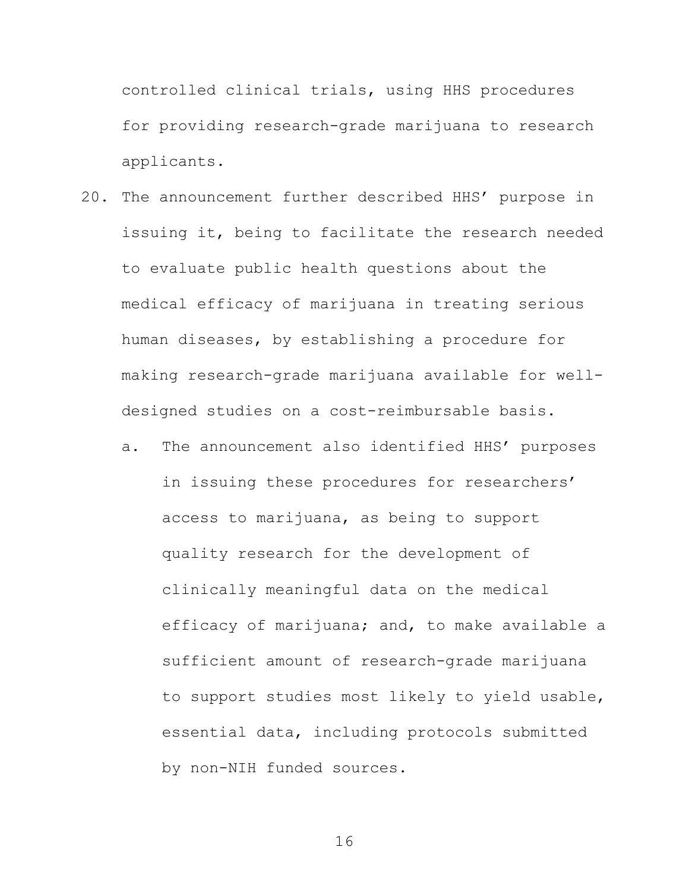controlled clinical trials, using HHS procedures for providing research-grade marijuana to research applicants.

20. The announcement further described HHS' purpose in issuing it, being to facilitate the research needed to evaluate public health questions about the medical efficacy of marijuana in treating serious human diseases, by establishing a procedure for making research-grade marijuana available for well-designed studies on a cost-reimbursable basis.

    a. The announcement also identified HHS' purposes in issuing these procedures for researchers' access to marijuana, as being to support quality research for the development of clinically meaningful data on the medical efficacy of marijuana; and, to make available a sufficient amount of research-grade marijuana to support studies most likely to yield usable, essential data, including protocols submitted by non-NIH funded sources.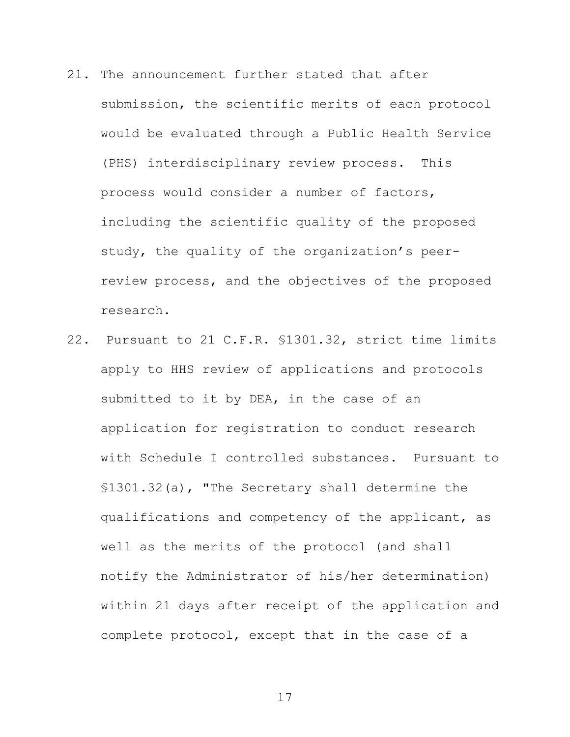21. The announcement further stated that after submission, the scientific merits of each protocol would be evaluated through a Public Health Service (PHS) interdisciplinary review process. This process would consider a number of factors, including the scientific quality of the proposed study, the quality of the organization's peer-review process, and the objectives of the proposed research.

22. Pursuant to 21 C.F.R. §1301.32, strict time limits apply to HHS review of applications and protocols submitted to it by DEA, in the case of an application for registration to conduct research with Schedule I controlled substances. Pursuant to §1301.32(a), "The Secretary shall determine the qualifications and competency of the applicant, as well as the merits of the protocol (and shall notify the Administrator of his/her determination) within 21 days after receipt of the application and complete protocol, except that in the case of a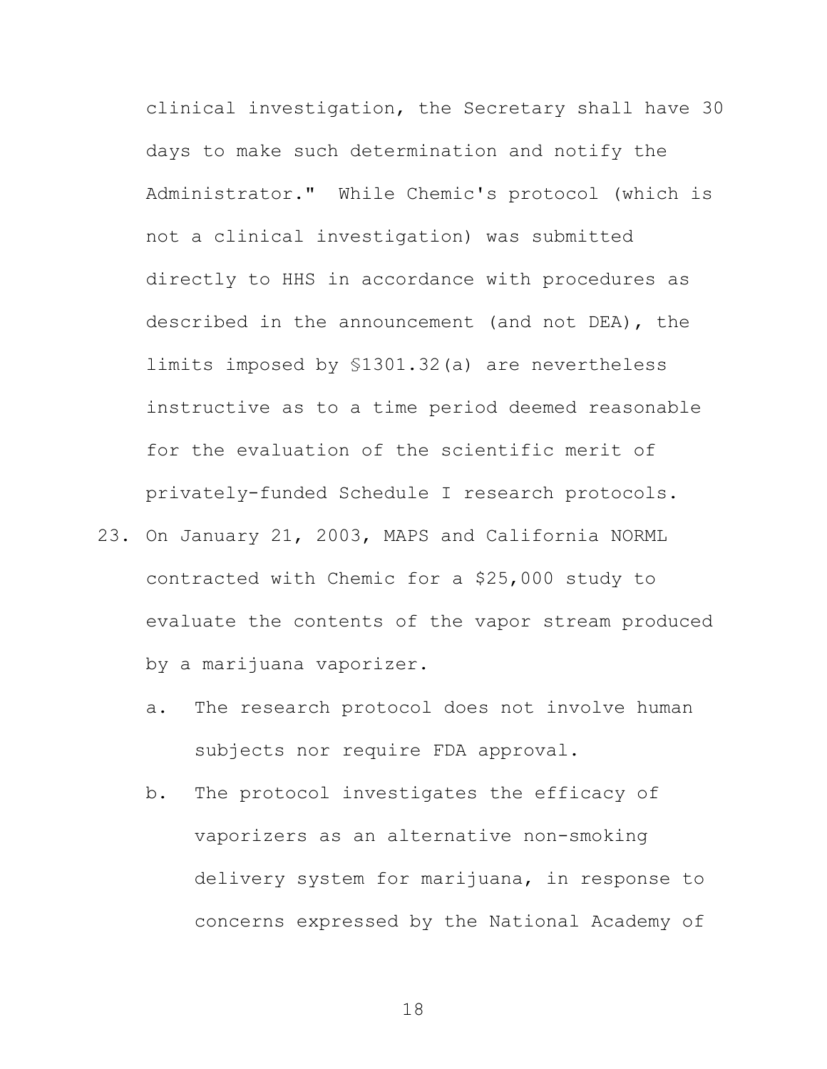clinical investigation, the Secretary shall have 30 days to make such determination and notify the Administrator." While Chemic's protocol (which is not a clinical investigation) was submitted directly to HHS in accordance with procedures as described in the announcement (and not DEA), the limits imposed by §1301.32(a) are nevertheless instructive as to a time period deemed reasonable for the evaluation of the scientific merit of privately-funded Schedule I research protocols.

23. On January 21, 2003, MAPS and California NORML contracted with Chemic for a $25,000 study to evaluate the contents of the vapor stream produced by a marijuana vaporizer.

    a. The research protocol does not involve human subjects nor require FDA approval.

    b. The protocol investigates the efficacy of vaporizers as an alternative non-smoking delivery system for marijuana, in response to concerns expressed by the National Academy of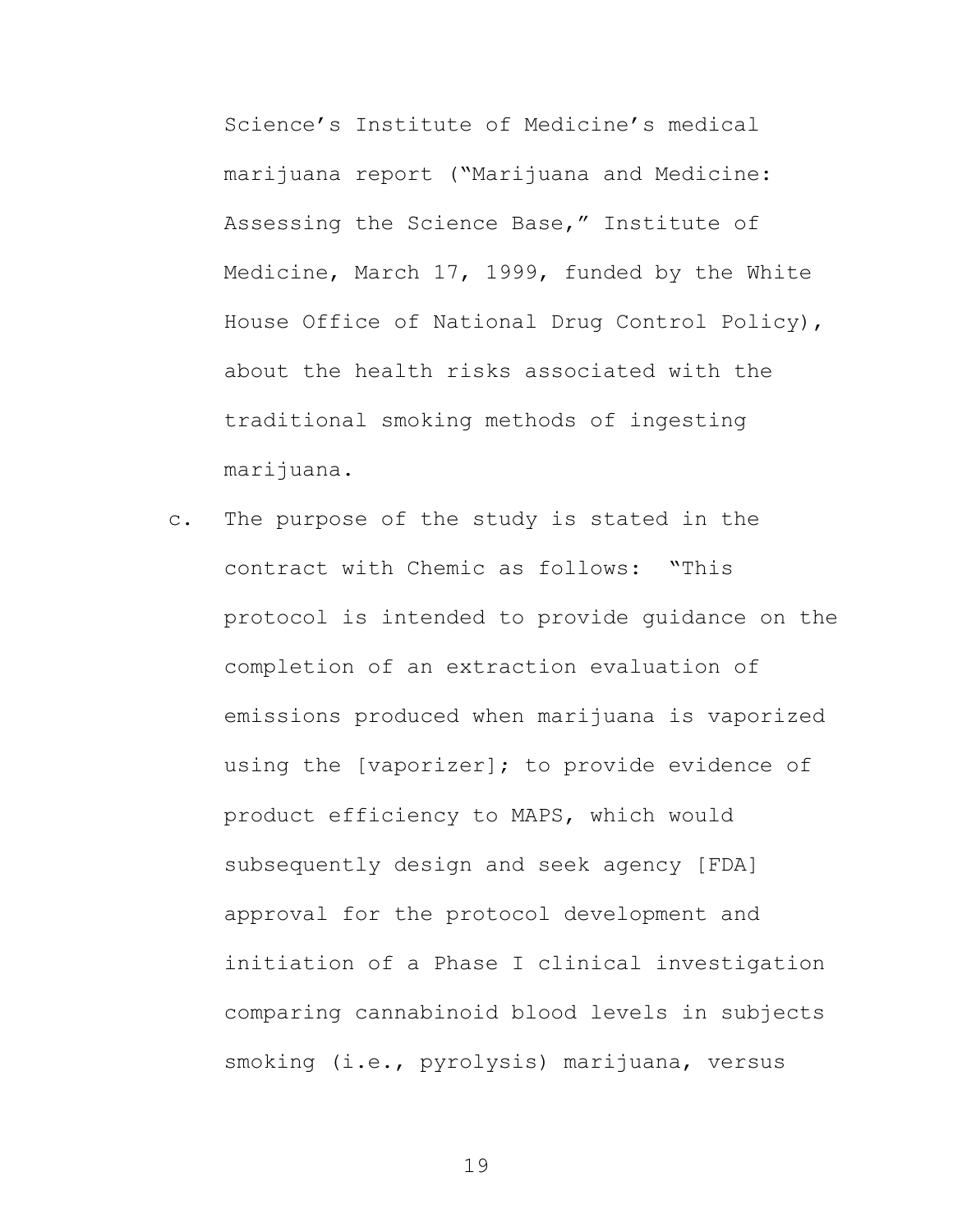Science's Institute of Medicine's medical marijuana report ("Marijuana and Medicine: Assessing the Science Base," Institute of Medicine, March 17, 1999, funded by the White House Office of National Drug Control Policy), about the health risks associated with the traditional smoking methods of ingesting marijuana.

c. The purpose of the study is stated in the contract with Chemic as follows: "This protocol is intended to provide guidance on the completion of an extraction evaluation of emissions produced when marijuana is vaporized using the [vaporizer]; to provide evidence of product efficiency to MAPS, which would subsequently design and seek agency [FDA] approval for the protocol development and initiation of a Phase I clinical investigation comparing cannabinoid blood levels in subjects smoking (i.e., pyrolysis) marijuana, versus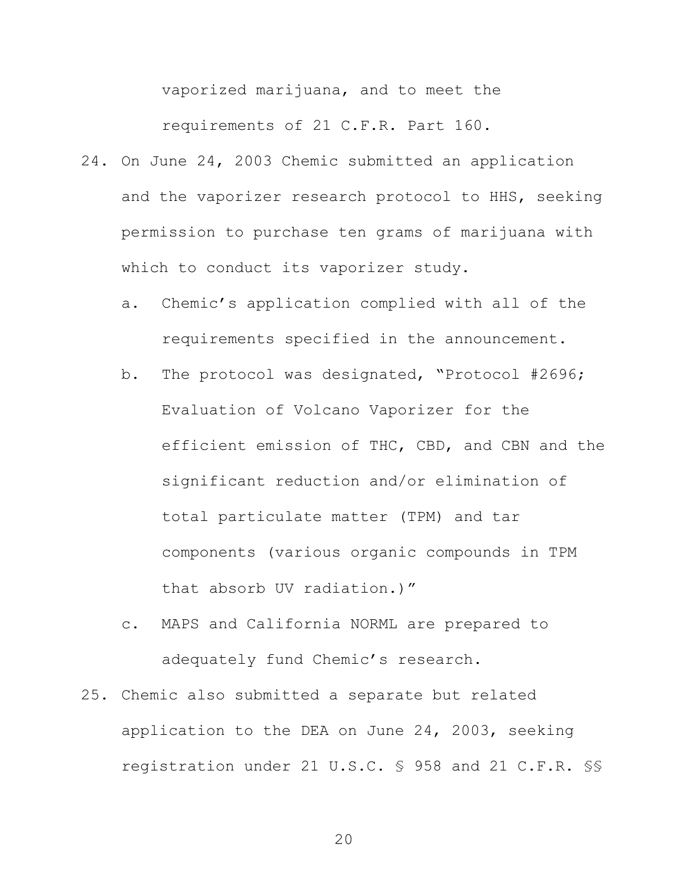vaporized marijuana, and to meet the requirements of 21 C.F.R. Part 160.

24. On June 24, 2003 Chemic submitted an application and the vaporizer research protocol to HHS, seeking permission to purchase ten grams of marijuana with which to conduct its vaporizer study.
    a. Chemic's application complied with all of the requirements specified in the announcement.
    b. The protocol was designated, "Protocol #2696; Evaluation of Volcano Vaporizer for the efficient emission of THC, CBD, and CBN and the significant reduction and/or elimination of total particulate matter (TPM) and tar components (various organic compounds in TPM that absorb UV radiation.)"
    c. MAPS and California NORML are prepared to adequately fund Chemic's research.
25. Chemic also submitted a separate but related application to the DEA on June 24, 2003, seeking registration under 21 U.S.C. § 958 and 21 C.F.R. §§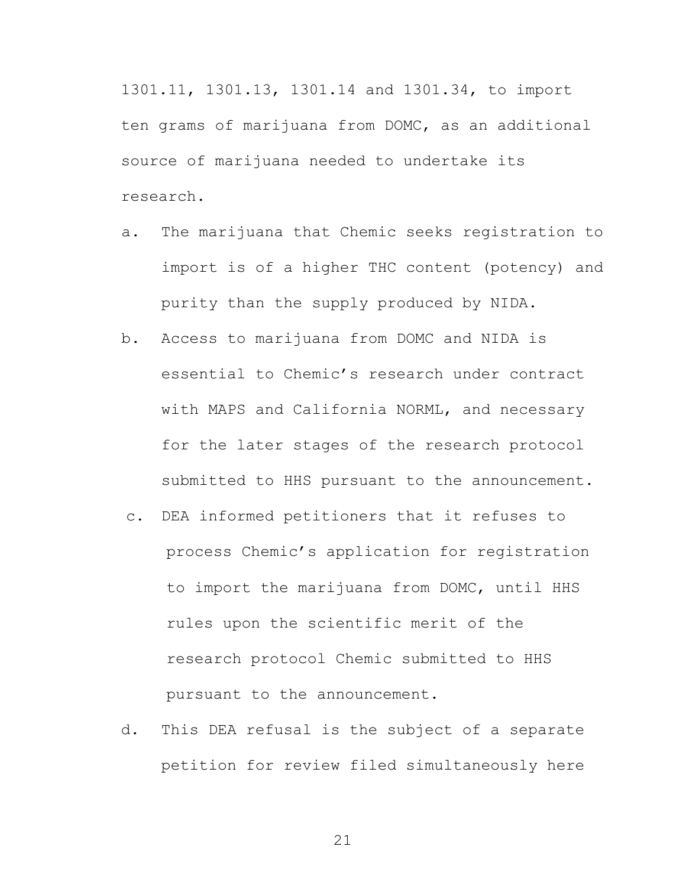1301.11, 1301.13, 1301.14 and 1301.34, to import ten grams of marijuana from DOMC, as an additional source of marijuana needed to undertake its research.

a. The marijuana that Chemic seeks registration to import is of a higher THC content (potency) and purity than the supply produced by NIDA.

b. Access to marijuana from DOMC and NIDA is essential to Chemic's research under contract with MAPS and California NORML, and necessary for the later stages of the research protocol submitted to HHS pursuant to the announcement.

c. DEA informed petitioners that it refuses to process Chemic's application for registration to import the marijuana from DOMC, until HHS rules upon the scientific merit of the research protocol Chemic submitted to HHS pursuant to the announcement.

d. This DEA refusal is the subject of a separate petition for review filed simultaneously here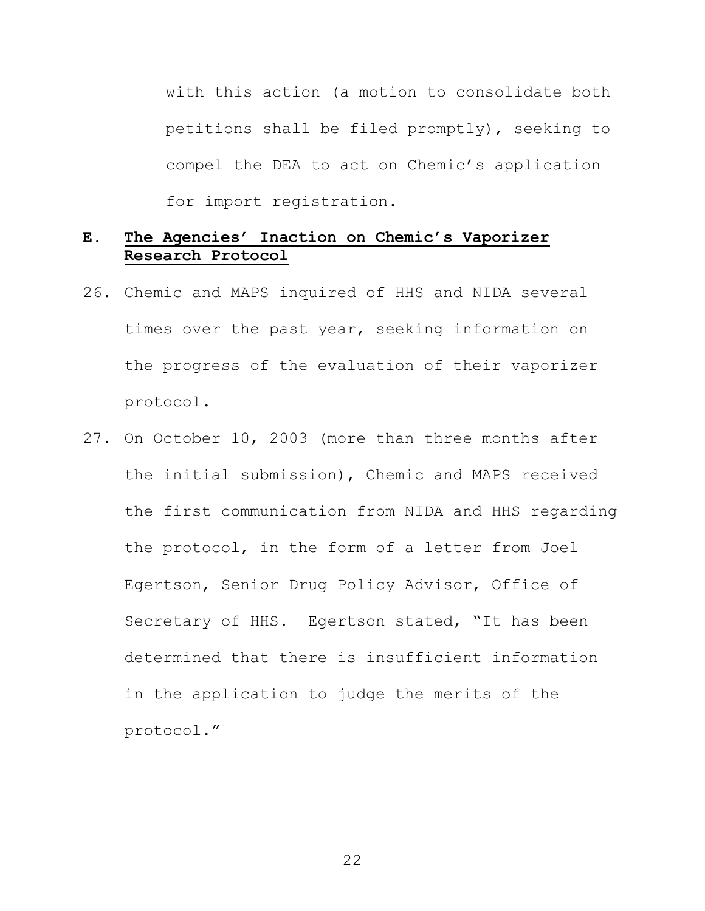with this action (a motion to consolidate both petitions shall be filed promptly), seeking to compel the DEA to act on Chemic's application for import registration.

## E. The Agencies' Inaction on Chemic's Vaporizer Research Protocol

26. Chemic and MAPS inquired of HHS and NIDA several times over the past year, seeking information on the progress of the evaluation of their vaporizer protocol.

27. On October 10, 2003 (more than three months after the initial submission), Chemic and MAPS received the first communication from NIDA and HHS regarding the protocol, in the form of a letter from Joel Egertson, Senior Drug Policy Advisor, Office of Secretary of HHS. Egertson stated, "It has been determined that there is insufficient information in the application to judge the merits of the protocol."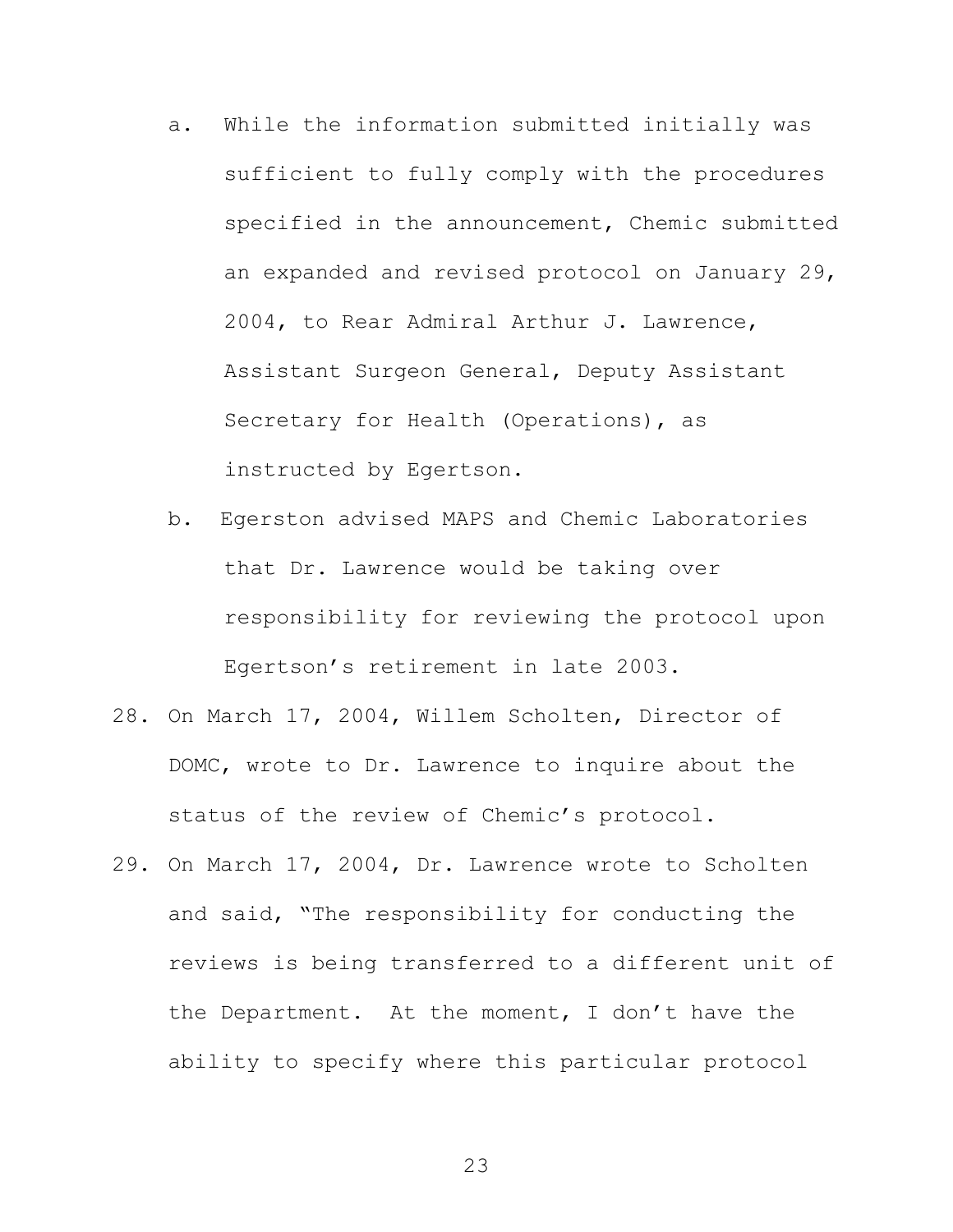a. While the information submitted initially was sufficient to fully comply with the procedures specified in the announcement, Chemic submitted an expanded and revised protocol on January 29, 2004, to Rear Admiral Arthur J. Lawrence, Assistant Surgeon General, Deputy Assistant Secretary for Health (Operations), as instructed by Egertson.

b. Egerston advised MAPS and Chemic Laboratories that Dr. Lawrence would be taking over responsibility for reviewing the protocol upon Egertson's retirement in late 2003.

28. On March 17, 2004, Willem Scholten, Director of DOMC, wrote to Dr. Lawrence to inquire about the status of the review of Chemic's protocol.

29. On March 17, 2004, Dr. Lawrence wrote to Scholten and said, "The responsibility for conducting the reviews is being transferred to a different unit of the Department. At the moment, I don't have the ability to specify where this particular protocol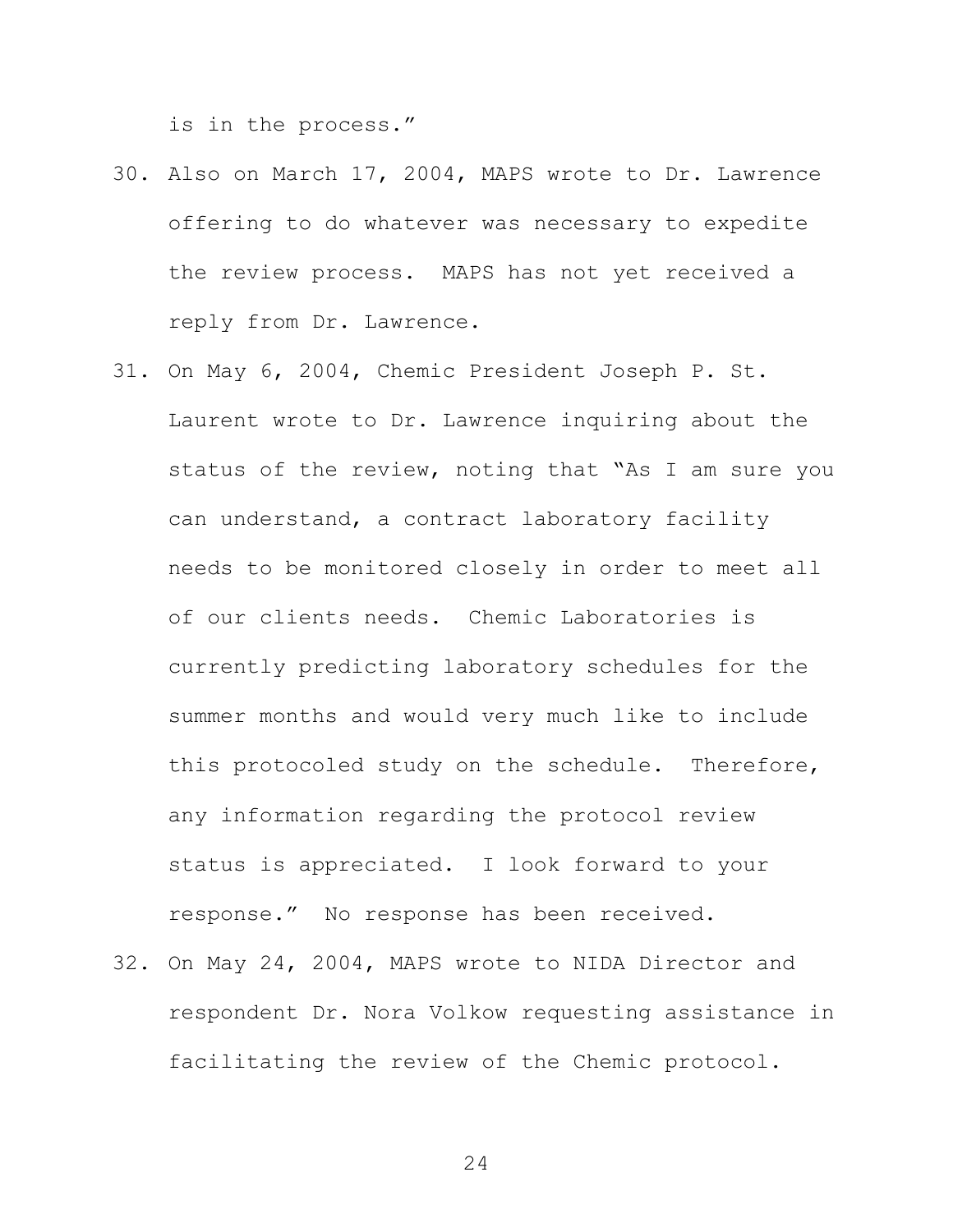is in the process.”

30. Also on March 17, 2004, MAPS wrote to Dr. Lawrence offering to do whatever was necessary to expedite the review process. MAPS has not yet received a reply from Dr. Lawrence.

31. On May 6, 2004, Chemic President Joseph P. St. Laurent wrote to Dr. Lawrence inquiring about the status of the review, noting that “As I am sure you can understand, a contract laboratory facility needs to be monitored closely in order to meet all of our clients needs. Chemic Laboratories is currently predicting laboratory schedules for the summer months and would very much like to include this protocoled study on the schedule. Therefore, any information regarding the protocol review status is appreciated. I look forward to your response.” No response has been received.

32. On May 24, 2004, MAPS wrote to NIDA Director and respondent Dr. Nora Volkow requesting assistance in facilitating the review of the Chemic protocol.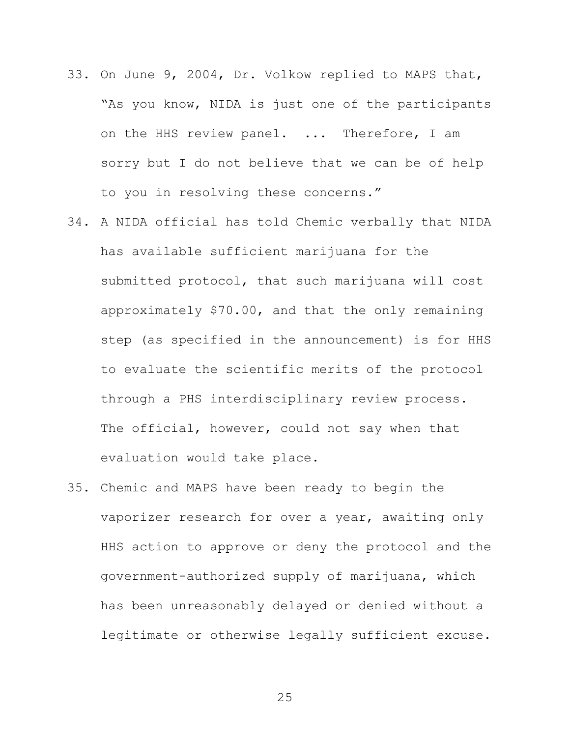33. On June 9, 2004, Dr. Volkow replied to MAPS that, "As you know, NIDA is just one of the participants on the HHS review panel. ... Therefore, I am sorry but I do not believe that we can be of help to you in resolving these concerns."

34. A NIDA official has told Chemic verbally that NIDA has available sufficient marijuana for the submitted protocol, that such marijuana will cost approximately $70.00, and that the only remaining step (as specified in the announcement) is for HHS to evaluate the scientific merits of the protocol through a PHS interdisciplinary review process. The official, however, could not say when that evaluation would take place.

35. Chemic and MAPS have been ready to begin the vaporizer research for over a year, awaiting only HHS action to approve or deny the protocol and the government-authorized supply of marijuana, which has been unreasonably delayed or denied without a legitimate or otherwise legally sufficient excuse.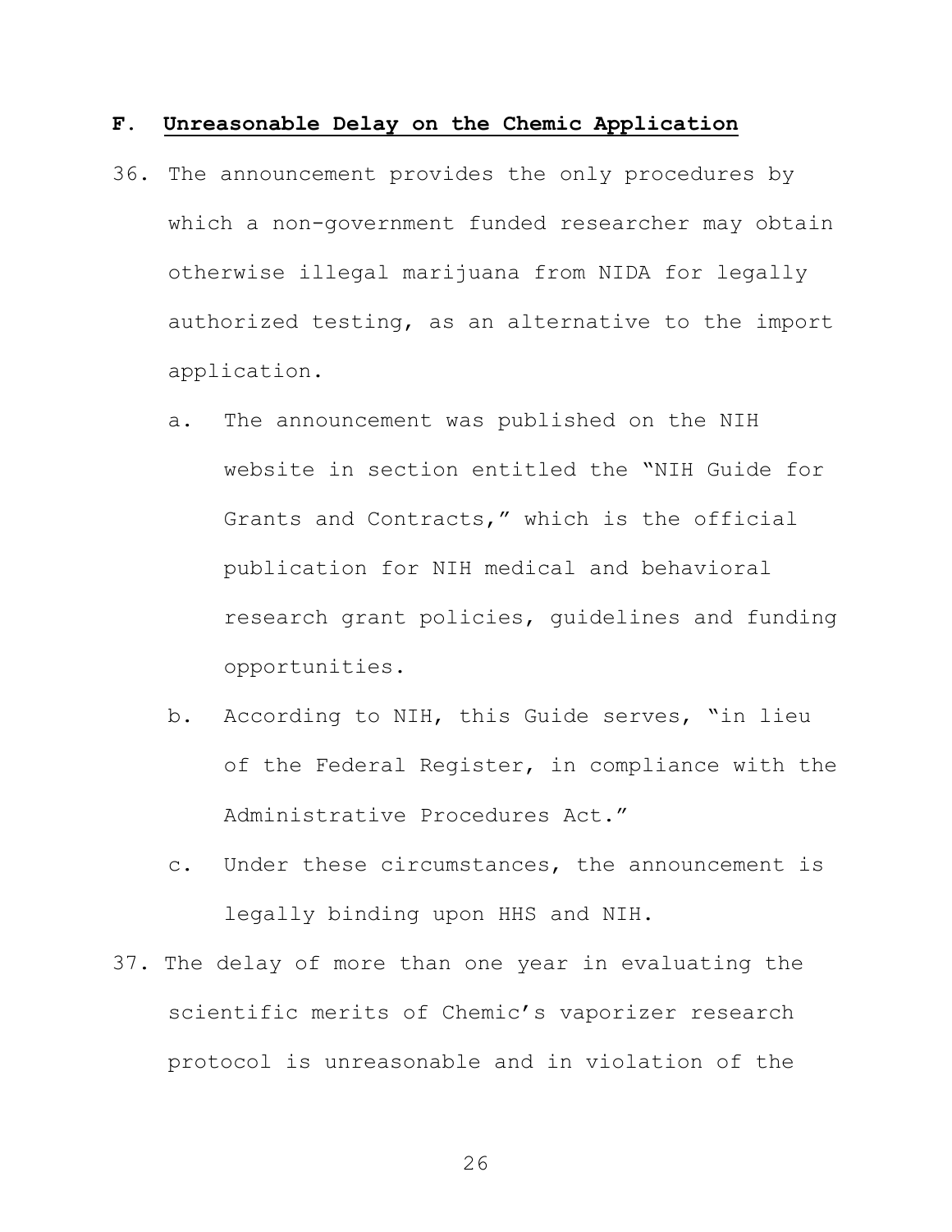### F. **Unreasonable Delay on the Chemic Application**

36. The announcement provides the only procedures by which a non-government funded researcher may obtain otherwise illegal marijuana from NIDA for legally authorized testing, as an alternative to the import application.

    a. The announcement was published on the NIH website in section entitled the "NIH Guide for Grants and Contracts," which is the official publication for NIH medical and behavioral research grant policies, guidelines and funding opportunities.

    b. According to NIH, this Guide serves, "in lieu of the Federal Register, in compliance with the Administrative Procedures Act."

    c. Under these circumstances, the announcement is legally binding upon HHS and NIH.

37. The delay of more than one year in evaluating the scientific merits of Chemic's vaporizer research protocol is unreasonable and in violation of the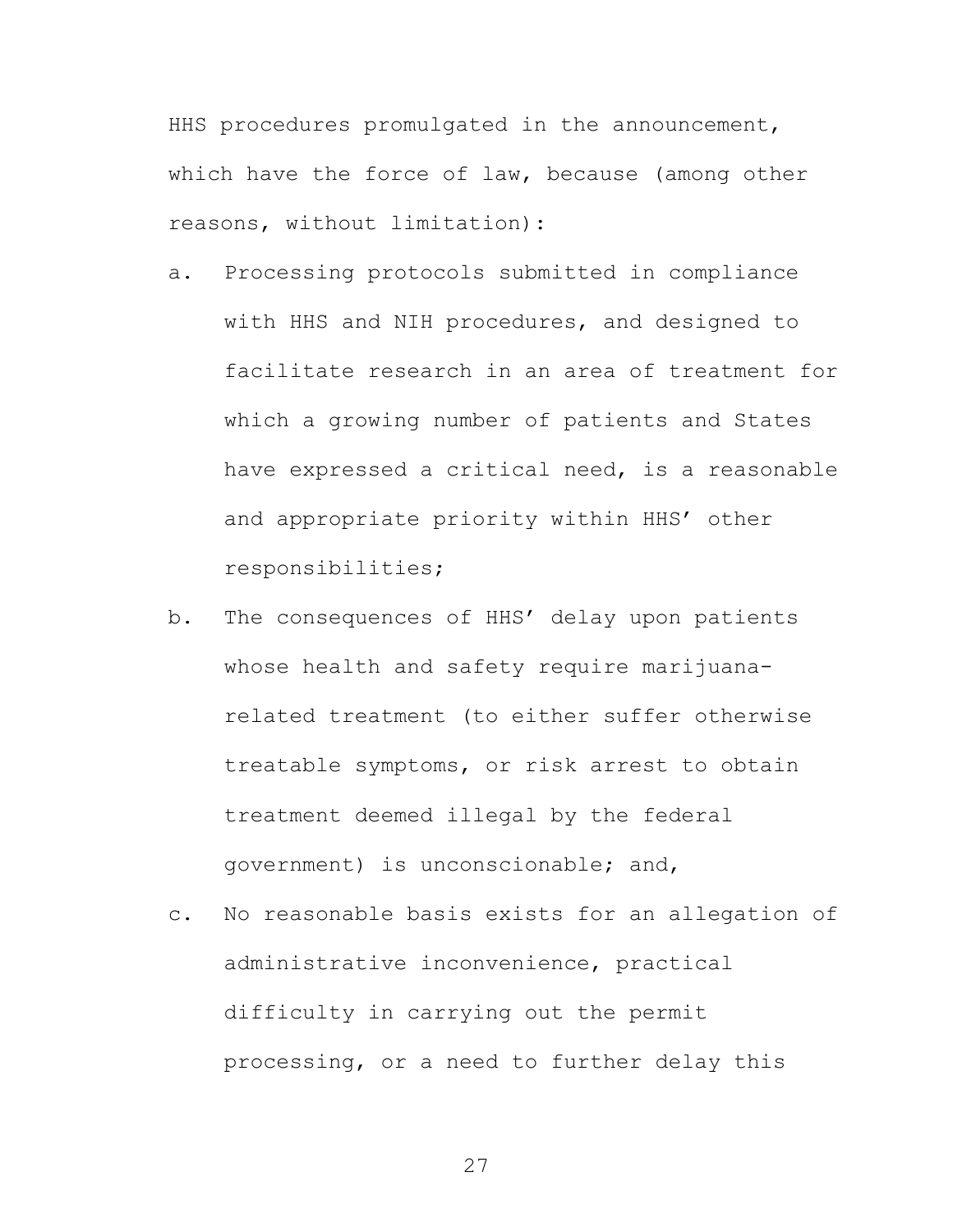HHS procedures promulgated in the announcement, which have the force of law, because (among other reasons, without limitation):

a. Processing protocols submitted in compliance with HHS and NIH procedures, and designed to facilitate research in an area of treatment for which a growing number of patients and States have expressed a critical need, is a reasonable and appropriate priority within HHS' other responsibilities;

b. The consequences of HHS' delay upon patients whose health and safety require marijuana-related treatment (to either suffer otherwise treatable symptoms, or risk arrest to obtain treatment deemed illegal by the federal government) is unconscionable; and,

c. No reasonable basis exists for an allegation of administrative inconvenience, practical difficulty in carrying out the permit processing, or a need to further delay this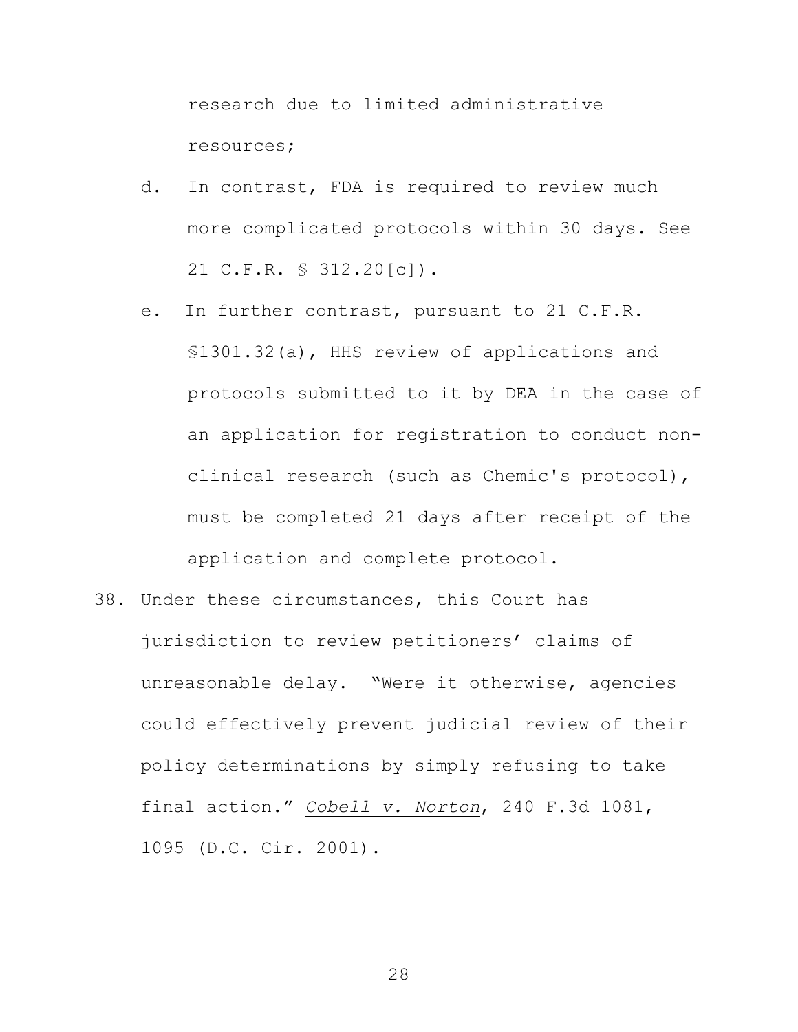research due to limited administrative resources;

d. In contrast, FDA is required to review much more complicated protocols within 30 days. See 21 C.F.R. § 312.20[c]).

e. In further contrast, pursuant to 21 C.F.R. §1301.32(a), HHS review of applications and protocols submitted to it by DEA in the case of an application for registration to conduct non-clinical research (such as Chemic's protocol), must be completed 21 days after receipt of the application and complete protocol.

38. Under these circumstances, this Court has jurisdiction to review petitioners' claims of unreasonable delay. "Were it otherwise, agencies could effectively prevent judicial review of their policy determinations by simply refusing to take final action." *Cobell v. Norton*, 240 F.3d 1081, 1095 (D.C. Cir. 2001).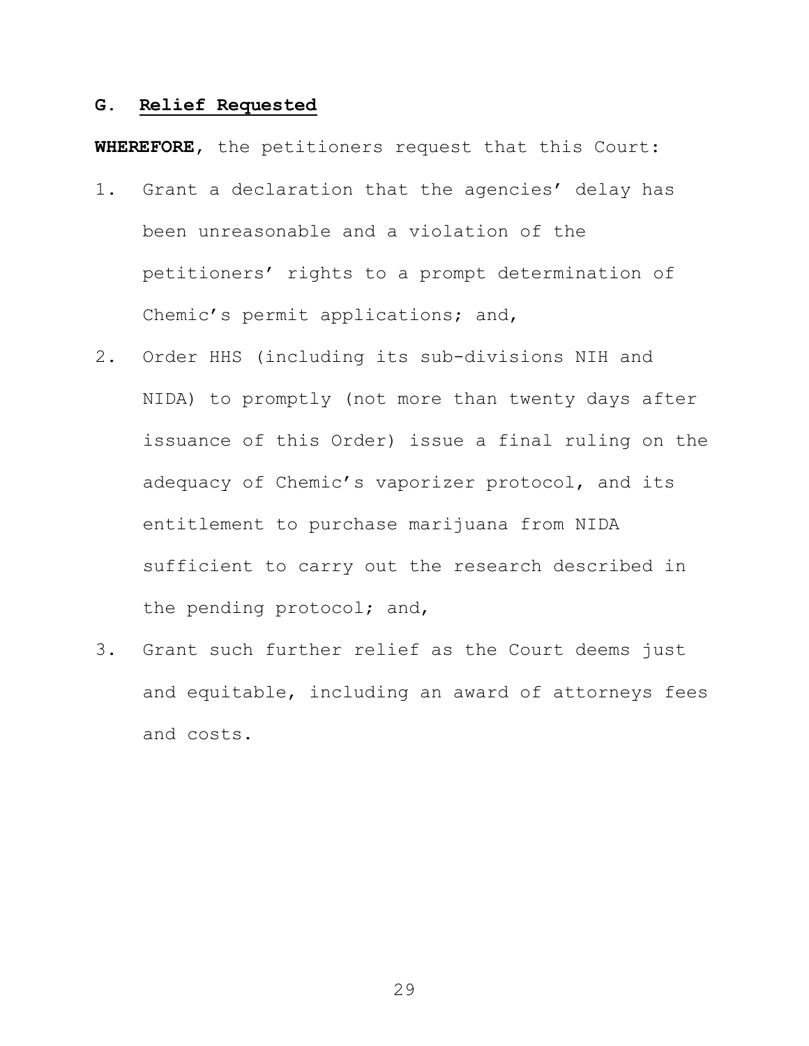### G. **Relief Requested**

**WHEREFORE**, the petitioners request that this Court:

1. Grant a declaration that the agencies' delay has been unreasonable and a violation of the petitioners' rights to a prompt determination of Chemic's permit applications; and,
2. Order HHS (including its sub-divisions NIH and NIDA) to promptly (not more than twenty days after issuance of this Order) issue a final ruling on the adequacy of Chemic's vaporizer protocol, and its entitlement to purchase marijuana from NIDA sufficient to carry out the research described in the pending protocol; and,
3. Grant such further relief as the Court deems just and equitable, including an award of attorneys fees and costs.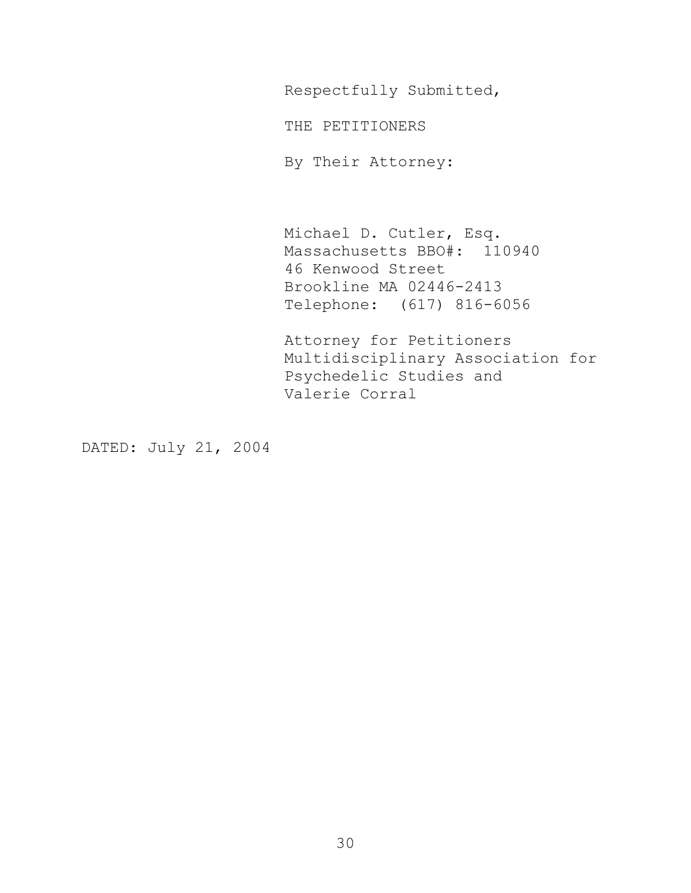Respectfully Submitted,

THE PETITIONERS

By Their Attorney:

Michael D. Cutler, Esq.
Massachusetts BBO#: 110940
46 Kenwood Street
Brookline MA 02446-2413
Telephone: (617) 816-6056

Attorney for Petitioners
Multidisciplinary Association for
Psychedelic Studies and
Valerie Corral

DATED: July 21, 2004